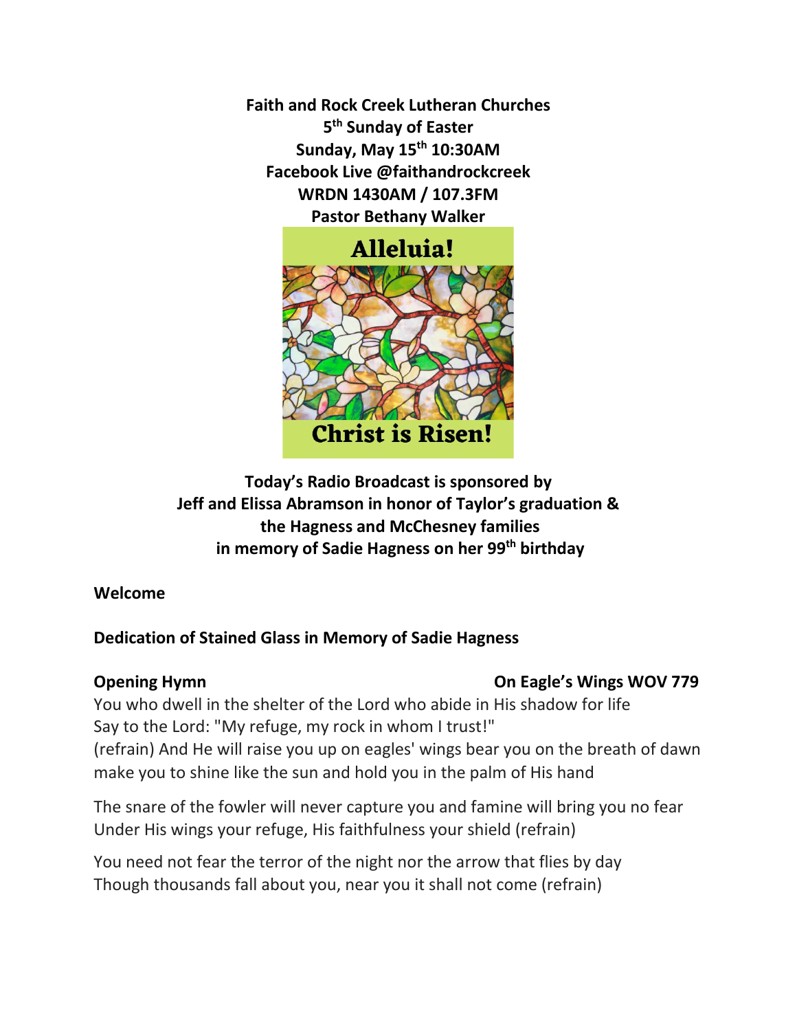**Faith and Rock Creek Lutheran Churches**
**5th Sunday of Easter**
**Sunday, May 15th 10:30AM**
**Facebook Live @faithandrockcreek**
**WRDN 1430AM / 107.3FM**
**Pastor Bethany Walker**

**Alleluia!**

**Christ is Risen!**

**Today's Radio Broadcast is sponsored by**
**Jeff and Elissa Abramson in honor of Taylor's graduation &**
**the Hagness and McChesney families**
**in memory of Sadie Hagness on her 99th birthday**

**Welcome**

**Dedication of Stained Glass in Memory of Sadie Hagness**

**Opening Hymn** **On Eagle's Wings WOV 779**

You who dwell in the shelter of the Lord who abide in His shadow for life
Say to the Lord: "My refuge, my rock in whom I trust!"
(refrain) And He will raise you up on eagles' wings bear you on the breath of dawn make you to shine like the sun and hold you in the palm of His hand

The snare of the fowler will never capture you and famine will bring you no fear
Under His wings your refuge, His faithfulness your shield (refrain)

You need not fear the terror of the night nor the arrow that flies by day
Though thousands fall about you, near you it shall not come (refrain)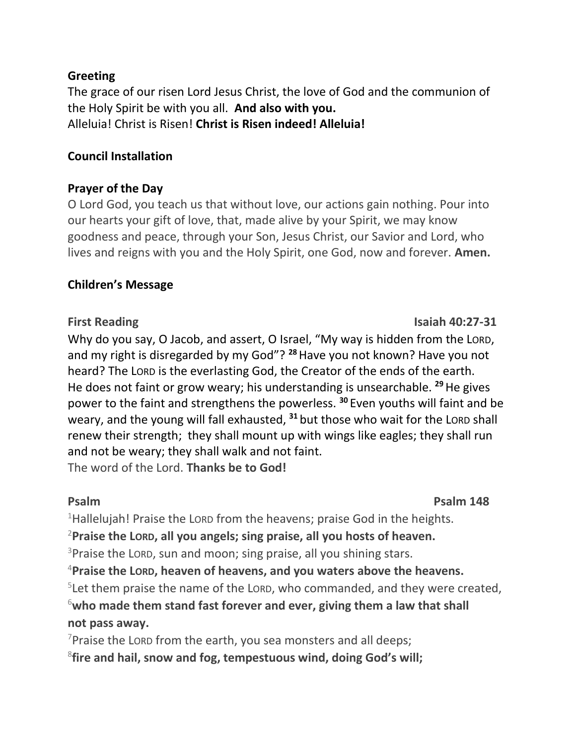**Greeting**

The grace of our risen Lord Jesus Christ, the love of God and the communion of the Holy Spirit be with you all. **And also with you.**
Alleluia! Christ is Risen! **Christ is Risen indeed! Alleluia!**

**Council Installation**

**Prayer of the Day**

O Lord God, you teach us that without love, our actions gain nothing. Pour into our hearts your gift of love, that, made alive by your Spirit, we may know goodness and peace, through your Son, Jesus Christ, our Savior and Lord, who lives and reigns with you and the Holy Spirit, one God, now and forever. **Amen.**

**Children's Message**

**First Reading** **Isaiah 40:27-31**

Why do you say, O Jacob, and assert, O Israel, "My way is hidden from the LORD, and my right is disregarded by my God"? [28] Have you not known? Have you not heard? The LORD is the everlasting God, the Creator of the ends of the earth. He does not faint or grow weary; his understanding is unsearchable. [29] He gives power to the faint and strengthens the powerless. [30] Even youths will faint and be weary, and the young will fall exhausted, [31] but those who wait for the LORD shall renew their strength; they shall mount up with wings like eagles; they shall run and not be weary; they shall walk and not faint.
The word of the Lord. **Thanks be to God!**

**Psalm** **Psalm 148**

[1]Hallelujah! Praise the LORD from the heavens; praise God in the heights.
[2]**Praise the LORD, all you angels; sing praise, all you hosts of heaven.**
[3]Praise the LORD, sun and moon; sing praise, all you shining stars.
[4]**Praise the LORD, heaven of heavens, and you waters above the heavens.**
[5]Let them praise the name of the LORD, who commanded, and they were created,
[6]**who made them stand fast forever and ever, giving them a law that shall not pass away.**
[7]Praise the LORD from the earth, you sea monsters and all deeps;
[8]**fire and hail, snow and fog, tempestuous wind, doing God's will;**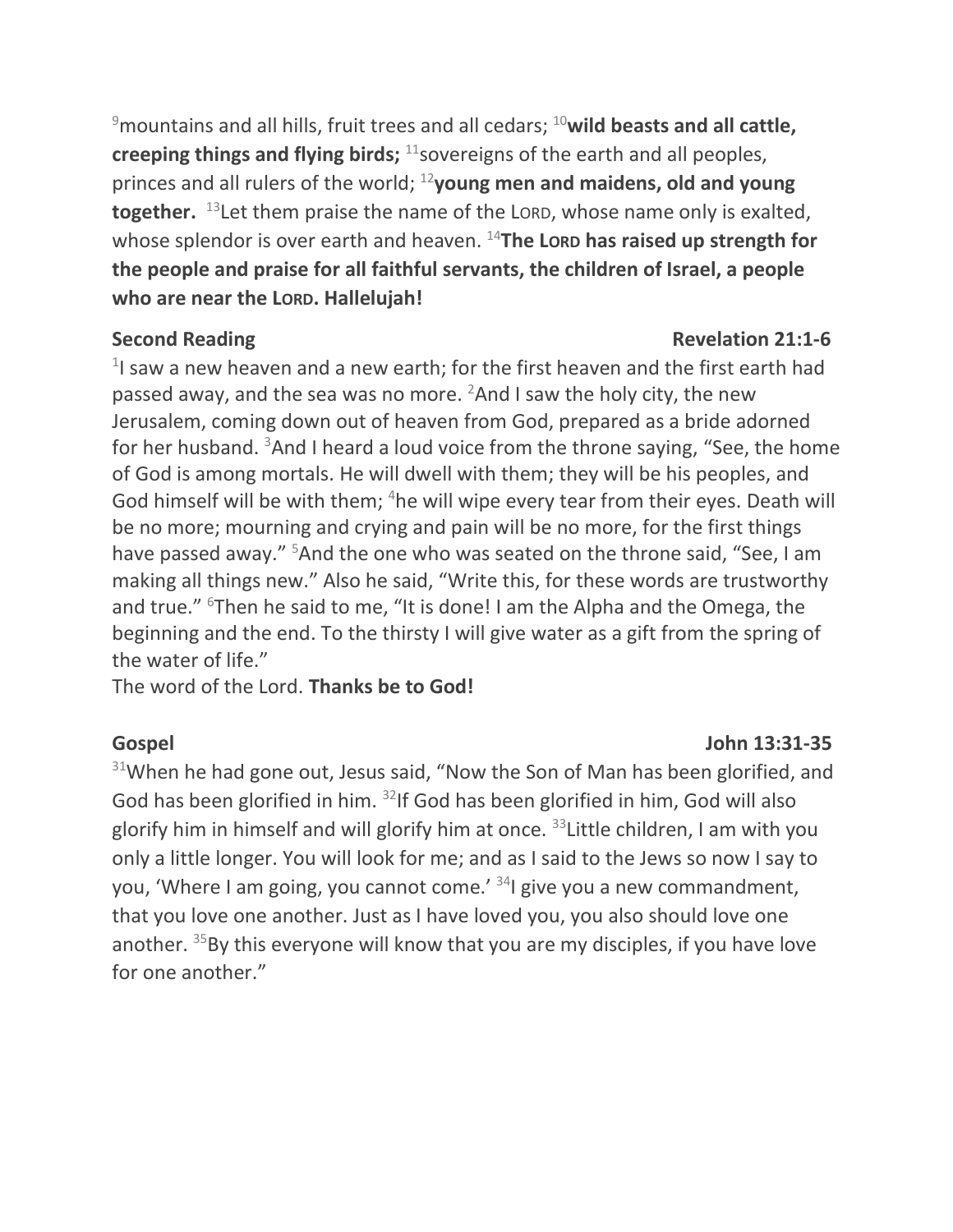[9]mountains and all hills, fruit trees and all cedars; [10]**wild beasts and all cattle, creeping things and flying birds;** [11]sovereigns of the earth and all peoples, princes and all rulers of the world; [12]**young men and maidens, old and young together.** [13]Let them praise the name of the LORD, whose name only is exalted, whose splendor is over earth and heaven. [14]**The LORD has raised up strength for the people and praise for all faithful servants, the children of Israel, a people who are near the LORD. Hallelujah!**

**Second Reading** **Revelation 21:1-6**

[1]I saw a new heaven and a new earth; for the first heaven and the first earth had passed away, and the sea was no more. [2]And I saw the holy city, the new Jerusalem, coming down out of heaven from God, prepared as a bride adorned for her husband. [3]And I heard a loud voice from the throne saying, "See, the home of God is among mortals. He will dwell with them; they will be his peoples, and God himself will be with them; [4]he will wipe every tear from their eyes. Death will be no more; mourning and crying and pain will be no more, for the first things have passed away." [5]And the one who was seated on the throne said, "See, I am making all things new." Also he said, "Write this, for these words are trustworthy and true." [6]Then he said to me, "It is done! I am the Alpha and the Omega, the beginning and the end. To the thirsty I will give water as a gift from the spring of the water of life."

The word of the Lord. **Thanks be to God!**

**Gospel** **John 13:31-35**

[31]When he had gone out, Jesus said, "Now the Son of Man has been glorified, and God has been glorified in him. [32]If God has been glorified in him, God will also glorify him in himself and will glorify him at once. [33]Little children, I am with you only a little longer. You will look for me; and as I said to the Jews so now I say to you, 'Where I am going, you cannot come.' [34]I give you a new commandment, that you love one another. Just as I have loved you, you also should love one another. [35]By this everyone will know that you are my disciples, if you have love for one another."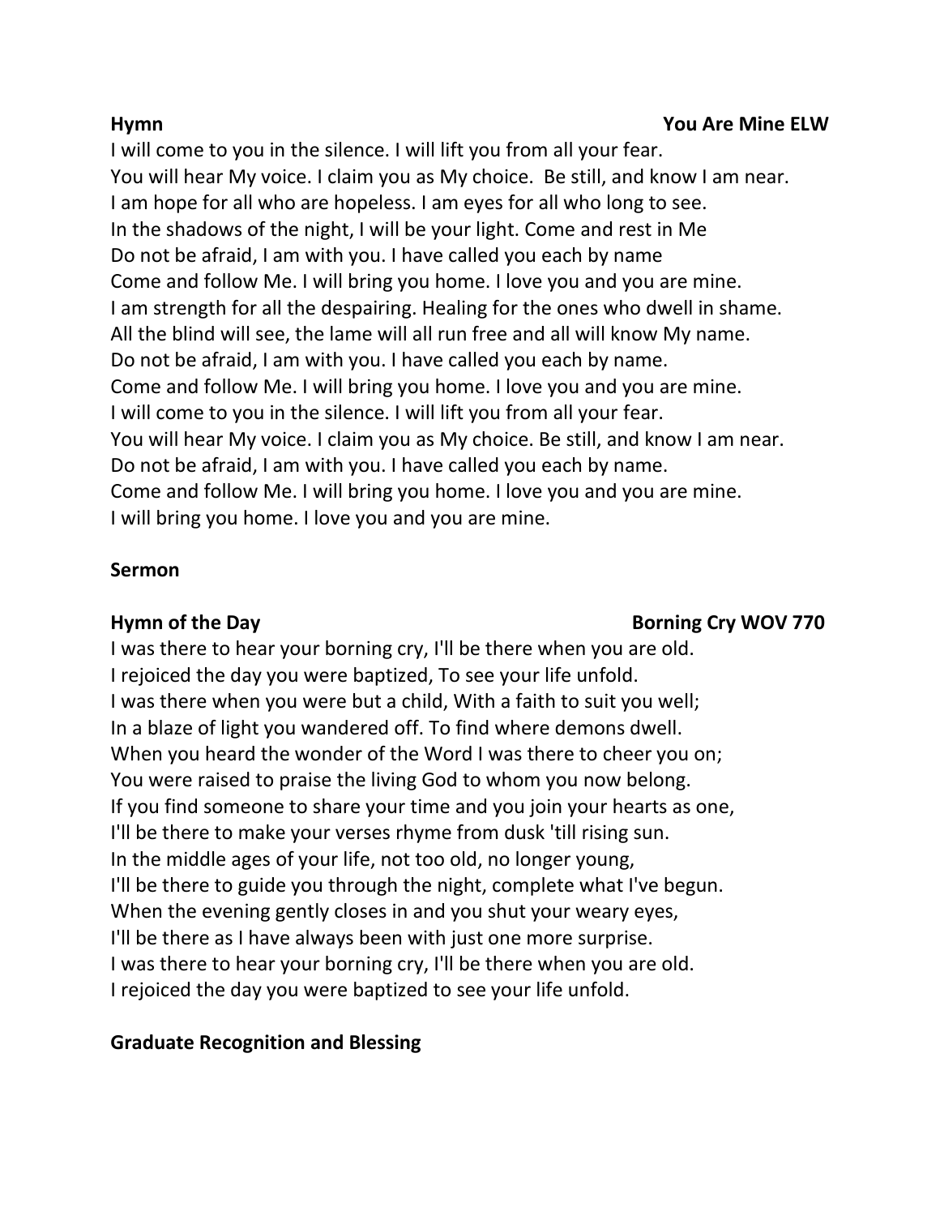**Hymn** **You Are Mine ELW**

I will come to you in the silence. I will lift you from all your fear.
You will hear My voice. I claim you as My choice. Be still, and know I am near.
I am hope for all who are hopeless. I am eyes for all who long to see.
In the shadows of the night, I will be your light. Come and rest in Me
Do not be afraid, I am with you. I have called you each by name
Come and follow Me. I will bring you home. I love you and you are mine.
I am strength for all the despairing. Healing for the ones who dwell in shame.
All the blind will see, the lame will all run free and all will know My name.
Do not be afraid, I am with you. I have called you each by name.
Come and follow Me. I will bring you home. I love you and you are mine.
I will come to you in the silence. I will lift you from all your fear.
You will hear My voice. I claim you as My choice. Be still, and know I am near.
Do not be afraid, I am with you. I have called you each by name.
Come and follow Me. I will bring you home. I love you and you are mine.
I will bring you home. I love you and you are mine.

**Sermon**

**Hymn of the Day** **Borning Cry WOV 770**

I was there to hear your borning cry, I'll be there when you are old.
I rejoiced the day you were baptized, To see your life unfold.
I was there when you were but a child, With a faith to suit you well;
In a blaze of light you wandered off. To find where demons dwell.
When you heard the wonder of the Word I was there to cheer you on;
You were raised to praise the living God to whom you now belong.
If you find someone to share your time and you join your hearts as one,
I'll be there to make your verses rhyme from dusk 'till rising sun.
In the middle ages of your life, not too old, no longer young,
I'll be there to guide you through the night, complete what I've begun.
When the evening gently closes in and you shut your weary eyes,
I'll be there as I have always been with just one more surprise.
I was there to hear your borning cry, I'll be there when you are old.
I rejoiced the day you were baptized to see your life unfold.

**Graduate Recognition and Blessing**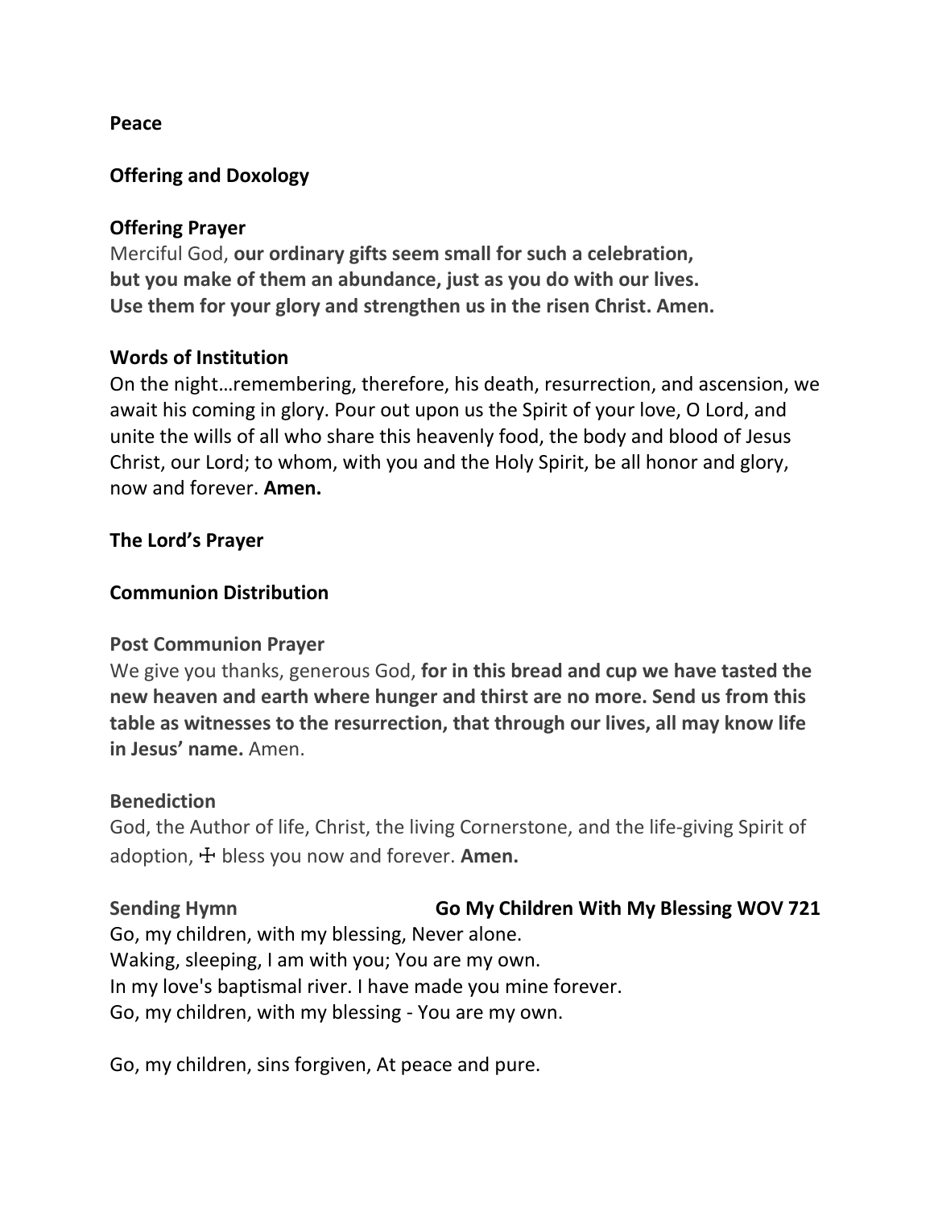**Peace**

**Offering and Doxology**

**Offering Prayer**
Merciful God, **our ordinary gifts seem small for such a celebration,**
**but you make of them an abundance, just as you do with our lives.**
**Use them for your glory and strengthen us in the risen Christ. Amen.**

**Words of Institution**
On the night…remembering, therefore, his death, resurrection, and ascension, we await his coming in glory. Pour out upon us the Spirit of your love, O Lord, and unite the wills of all who share this heavenly food, the body and blood of Jesus Christ, our Lord; to whom, with you and the Holy Spirit, be all honor and glory, now and forever. **Amen.**

**The Lord's Prayer**

**Communion Distribution**

**Post Communion Prayer**
We give you thanks, generous God, **for in this bread and cup we have tasted the new heaven and earth where hunger and thirst are no more. Send us from this table as witnesses to the resurrection, that through our lives, all may know life in Jesus' name.** Amen.

**Benediction**
God, the Author of life, Christ, the living Cornerstone, and the life-giving Spirit of adoption, ☩ bless you now and forever. **Amen.**

**Sending Hymn** **Go My Children With My Blessing WOV 721**
Go, my children, with my blessing, Never alone.
Waking, sleeping, I am with you; You are my own.
In my love's baptismal river. I have made you mine forever.
Go, my children, with my blessing - You are my own.

Go, my children, sins forgiven, At peace and pure.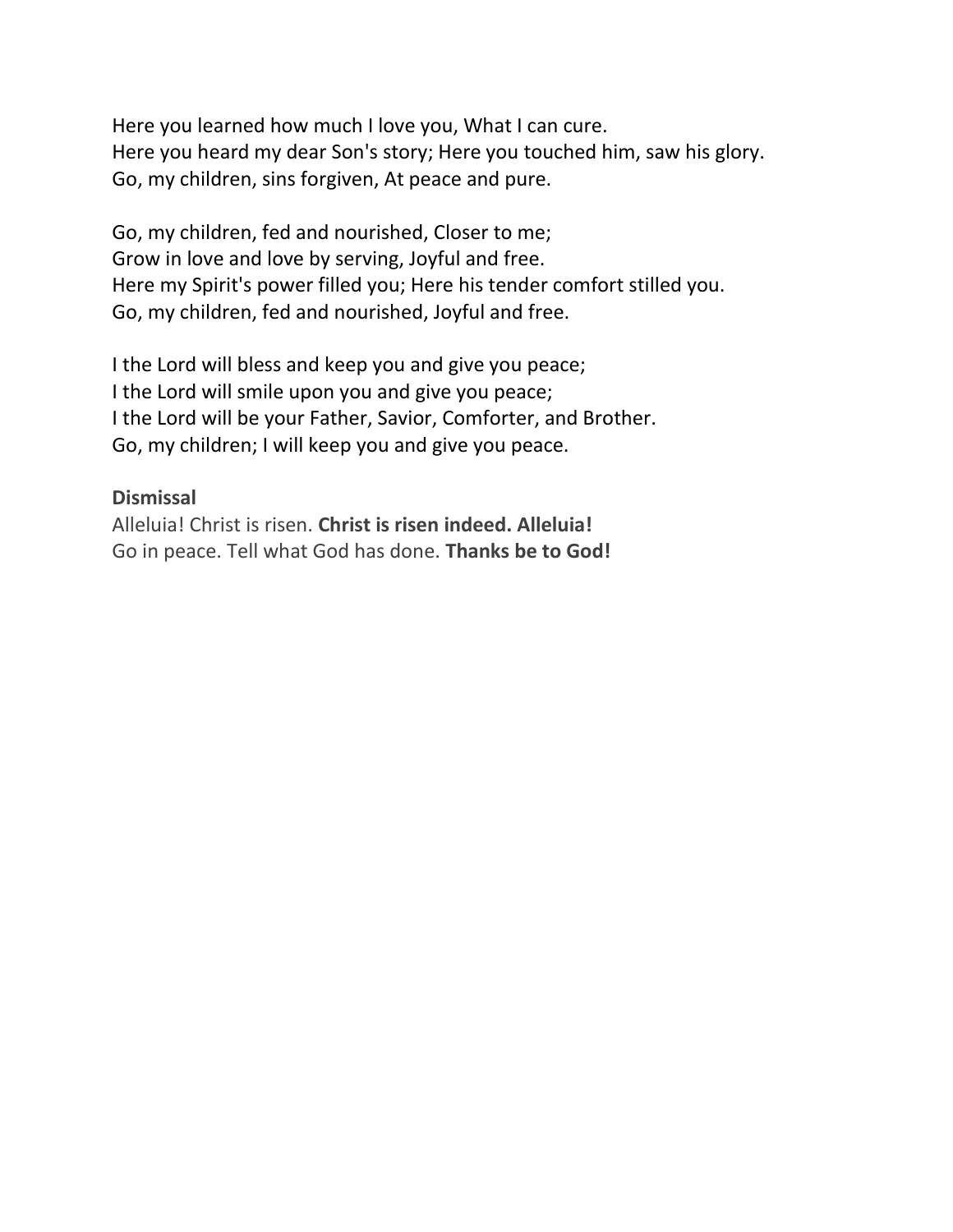Here you learned how much I love you, What I can cure.
Here you heard my dear Son's story; Here you touched him, saw his glory.
Go, my children, sins forgiven, At peace and pure.

Go, my children, fed and nourished, Closer to me;
Grow in love and love by serving, Joyful and free.
Here my Spirit's power filled you; Here his tender comfort stilled you.
Go, my children, fed and nourished, Joyful and free.

I the Lord will bless and keep you and give you peace;
I the Lord will smile upon you and give you peace;
I the Lord will be your Father, Savior, Comforter, and Brother.
Go, my children; I will keep you and give you peace.

**Dismissal**
Alleluia! Christ is risen. **Christ is risen indeed. Alleluia!**
Go in peace. Tell what God has done. **Thanks be to God!**